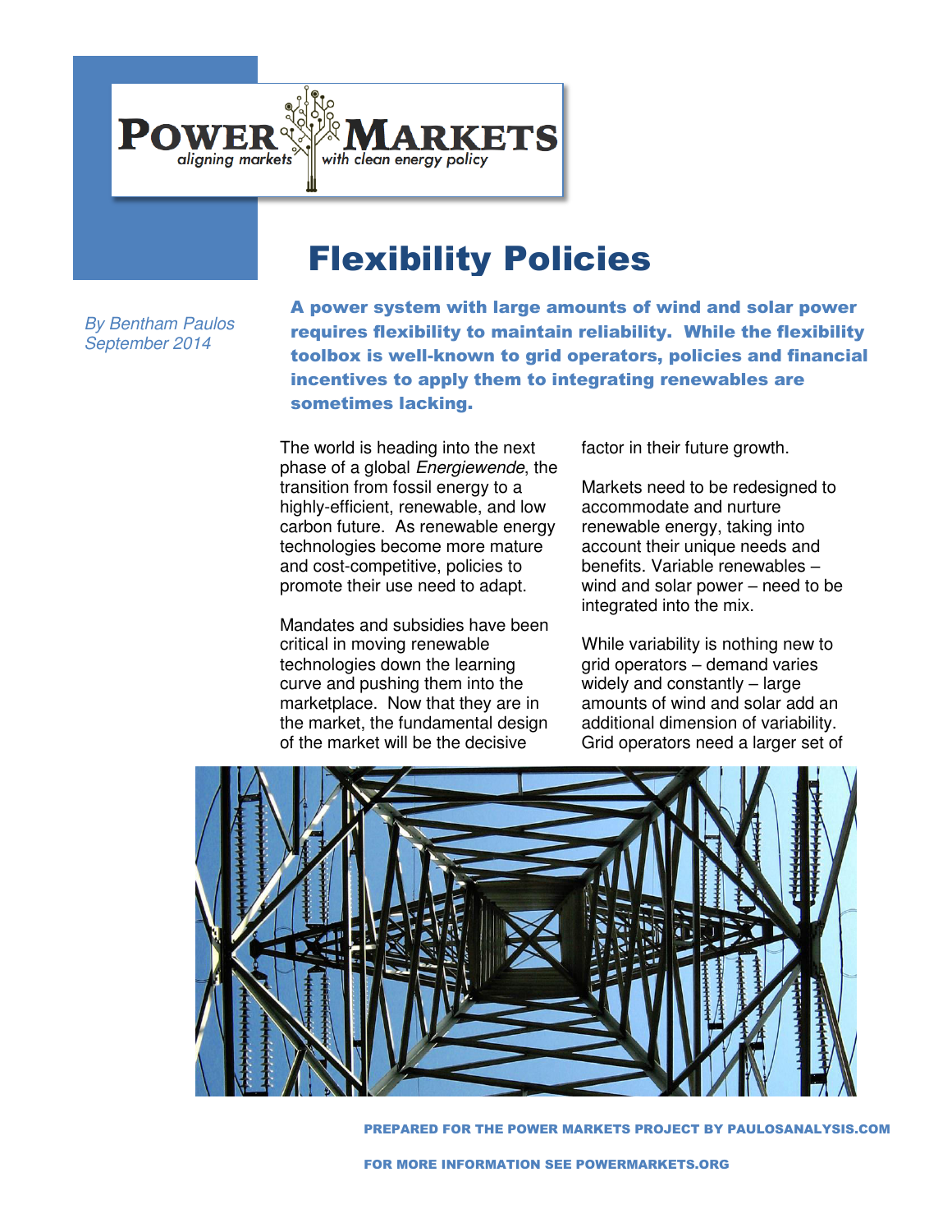# POWER MARKETS

*aligning markets with clean energy policy*

# Flexibility Policies

*By Bentham Paulos*
*September 2014*

**A power system with large amounts of wind and solar power requires flexibility to maintain reliability. While the flexibility toolbox is well-known to grid operators, policies and financial incentives to apply them to integrating renewables are sometimes lacking.**

The world is heading into the next phase of a global *Energiewende*, the transition from fossil energy to a highly-efficient, renewable, and low carbon future. As renewable energy technologies become more mature and cost-competitive, policies to promote their use need to adapt.

Mandates and subsidies have been critical in moving renewable technologies down the learning curve and pushing them into the marketplace. Now that they are in the market, the fundamental design of the market will be the decisive factor in their future growth.

Markets need to be redesigned to accommodate and nurture renewable energy, taking into account their unique needs and benefits. Variable renewables – wind and solar power – need to be integrated into the mix.

While variability is nothing new to grid operators – demand varies widely and constantly – large amounts of wind and solar add an additional dimension of variability. Grid operators need a larger set of

PREPARED FOR THE POWER MARKETS PROJECT BY PAULOSANALYSIS.COM

FOR MORE INFORMATION SEE POWERMARKETS.ORG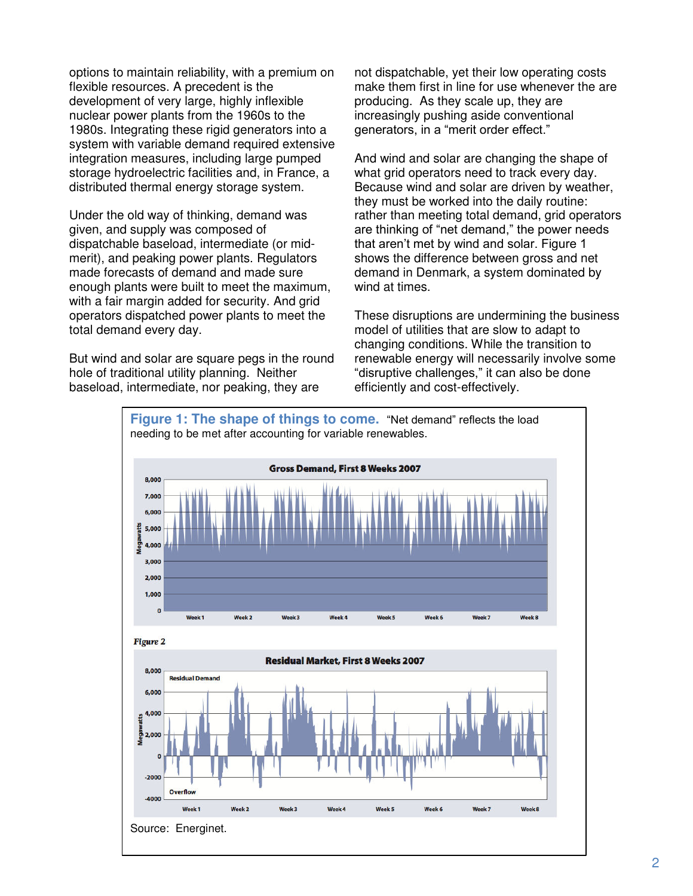options to maintain reliability, with a premium on flexible resources. A precedent is the development of very large, highly inflexible nuclear power plants from the 1960s to the 1980s. Integrating these rigid generators into a system with variable demand required extensive integration measures, including large pumped storage hydroelectric facilities and, in France, a distributed thermal energy storage system.

Under the old way of thinking, demand was given, and supply was composed of dispatchable baseload, intermediate (or mid-merit), and peaking power plants. Regulators made forecasts of demand and made sure enough plants were built to meet the maximum, with a fair margin added for security. And grid operators dispatched power plants to meet the total demand every day.

But wind and solar are square pegs in the round hole of traditional utility planning. Neither baseload, intermediate, nor peaking, they are not dispatchable, yet their low operating costs make them first in line for use whenever the are producing. As they scale up, they are increasingly pushing aside conventional generators, in a "merit order effect."

And wind and solar are changing the shape of what grid operators need to track every day. Because wind and solar are driven by weather, they must be worked into the daily routine: rather than meeting total demand, grid operators are thinking of "net demand," the power needs that aren't met by wind and solar. Figure 1 shows the difference between gross and net demand in Denmark, a system dominated by wind at times.

These disruptions are undermining the business model of utilities that are slow to adapt to changing conditions. While the transition to renewable energy will necessarily involve some "disruptive challenges," it can also be done efficiently and cost-effectively.

**Figure 1: The shape of things to come.** "Net demand" reflects the load needing to be met after accounting for variable renewables.

*Figure 2*

Source: Energinet.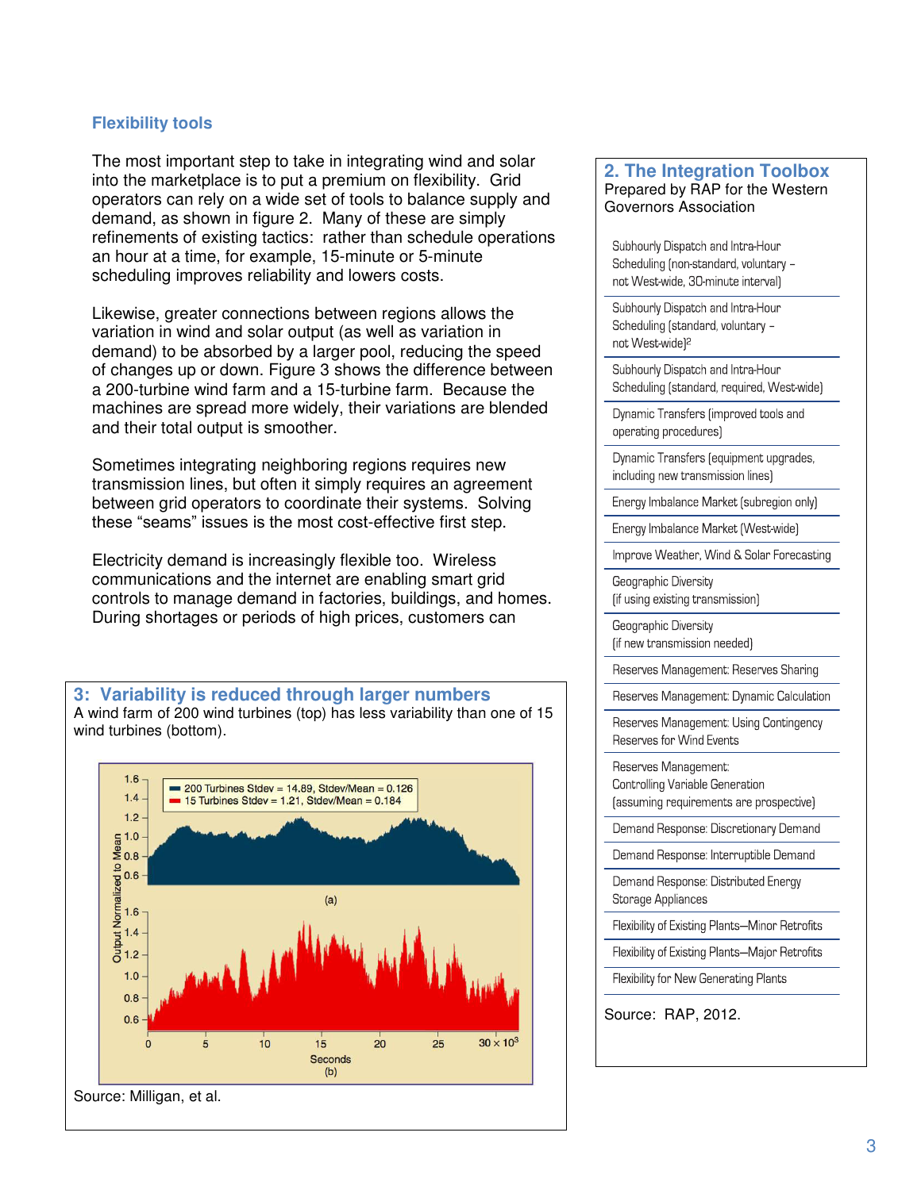## Flexibility tools

The most important step to take in integrating wind and solar into the marketplace is to put a premium on flexibility. Grid operators can rely on a wide set of tools to balance supply and demand, as shown in figure 2. Many of these are simply refinements of existing tactics: rather than schedule operations an hour at a time, for example, 15-minute or 5-minute scheduling improves reliability and lowers costs.

Likewise, greater connections between regions allows the variation in wind and solar output (as well as variation in demand) to be absorbed by a larger pool, reducing the speed of changes up or down. Figure 3 shows the difference between a 200-turbine wind farm and a 15-turbine farm. Because the machines are spread more widely, their variations are blended and their total output is smoother.

Sometimes integrating neighboring regions requires new transmission lines, but often it simply requires an agreement between grid operators to coordinate their systems. Solving these "seams" issues is the most cost-effective first step.

Electricity demand is increasingly flexible too. Wireless communications and the internet are enabling smart grid controls to manage demand in factories, buildings, and homes. During shortages or periods of high prices, customers can

### 3: Variability is reduced through larger numbers

A wind farm of 200 wind turbines (top) has less variability than one of 15 wind turbines (bottom).

Source: Milligan, et al.

### 2. The Integration Toolbox

Prepared by RAP for the Western Governors Association

- Subhourly Dispatch and Intra-Hour Scheduling (non-standard, voluntary – not West-wide, 30-minute interval)
- Subhourly Dispatch and Intra-Hour Scheduling (standard, voluntary – not West-wide)[2]
- Subhourly Dispatch and Intra-Hour Scheduling (standard, required, West-wide)
- Dynamic Transfers (improved tools and operating procedures)
- Dynamic Transfers (equipment upgrades, including new transmission lines)
- Energy Imbalance Market (subregion only)
- Energy Imbalance Market (West-wide)
- Improve Weather, Wind & Solar Forecasting
- Geographic Diversity (if using existing transmission)
- Geographic Diversity (if new transmission needed)
- Reserves Management: Reserves Sharing
- Reserves Management: Dynamic Calculation
- Reserves Management: Using Contingency Reserves for Wind Events
- Reserves Management: Controlling Variable Generation (assuming requirements are prospective)
- Demand Response: Discretionary Demand
- Demand Response: Interruptible Demand
- Demand Response: Distributed Energy Storage Appliances
- Flexibility of Existing Plants—Minor Retrofits
- Flexibility of Existing Plants—Major Retrofits
- Flexibility for New Generating Plants

Source: RAP, 2012.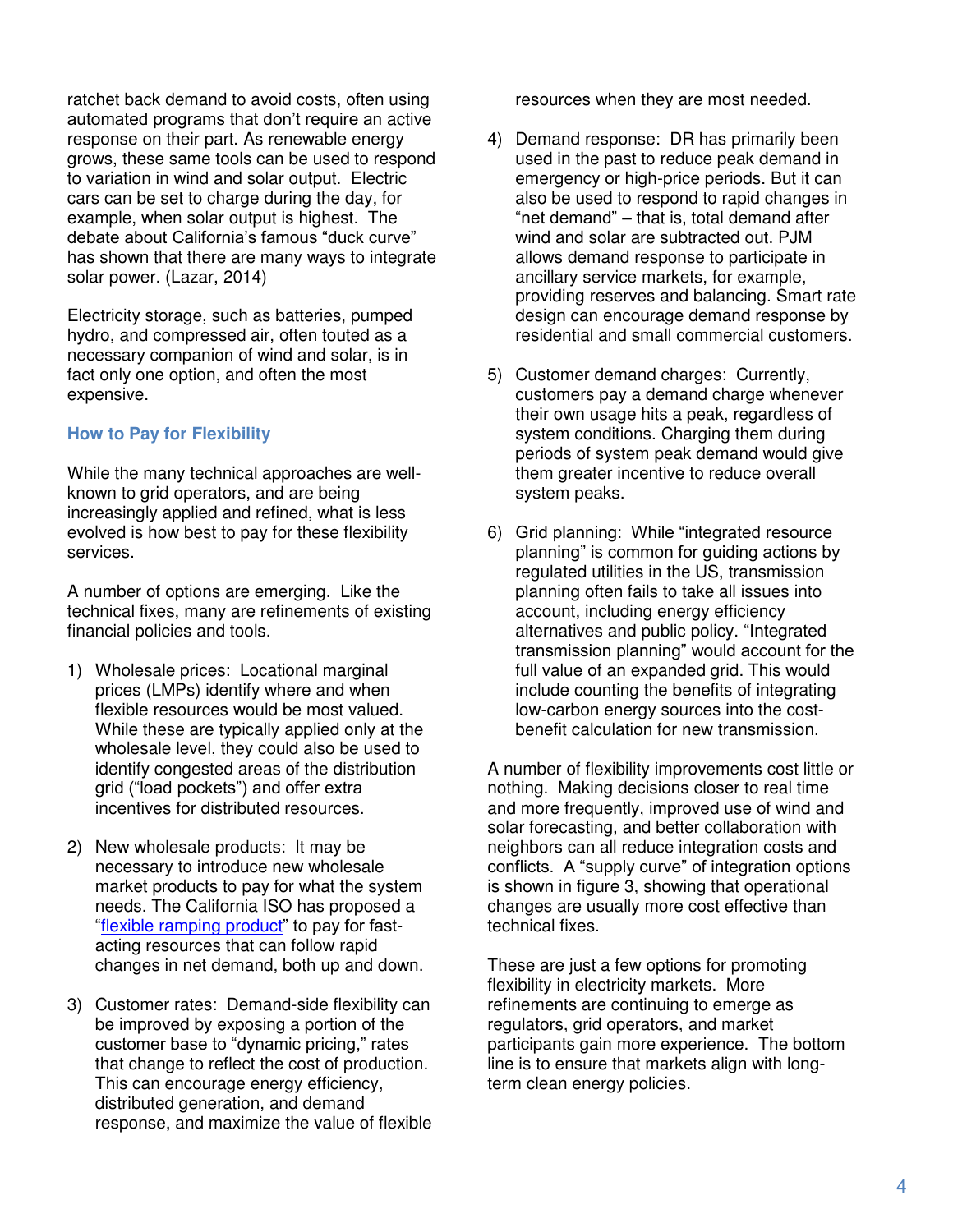ratchet back demand to avoid costs, often using automated programs that don't require an active response on their part. As renewable energy grows, these same tools can be used to respond to variation in wind and solar output. Electric cars can be set to charge during the day, for example, when solar output is highest. The debate about California's famous "duck curve" has shown that there are many ways to integrate solar power. (Lazar, 2014)

Electricity storage, such as batteries, pumped hydro, and compressed air, often touted as a necessary companion of wind and solar, is in fact only one option, and often the most expensive.

### How to Pay for Flexibility

While the many technical approaches are well-known to grid operators, and are being increasingly applied and refined, what is less evolved is how best to pay for these flexibility services.

A number of options are emerging. Like the technical fixes, many are refinements of existing financial policies and tools.

1) Wholesale prices: Locational marginal prices (LMPs) identify where and when flexible resources would be most valued. While these are typically applied only at the wholesale level, they could also be used to identify congested areas of the distribution grid ("load pockets") and offer extra incentives for distributed resources.

2) New wholesale products: It may be necessary to introduce new wholesale market products to pay for what the system needs. The California ISO has proposed a "flexible ramping product" to pay for fast-acting resources that can follow rapid changes in net demand, both up and down.

3) Customer rates: Demand-side flexibility can be improved by exposing a portion of the customer base to "dynamic pricing," rates that change to reflect the cost of production. This can encourage energy efficiency, distributed generation, and demand response, and maximize the value of flexible resources when they are most needed.

4) Demand response: DR has primarily been used in the past to reduce peak demand in emergency or high-price periods. But it can also be used to respond to rapid changes in "net demand" – that is, total demand after wind and solar are subtracted out. PJM allows demand response to participate in ancillary service markets, for example, providing reserves and balancing. Smart rate design can encourage demand response by residential and small commercial customers.

5) Customer demand charges: Currently, customers pay a demand charge whenever their own usage hits a peak, regardless of system conditions. Charging them during periods of system peak demand would give them greater incentive to reduce overall system peaks.

6) Grid planning: While "integrated resource planning" is common for guiding actions by regulated utilities in the US, transmission planning often fails to take all issues into account, including energy efficiency alternatives and public policy. "Integrated transmission planning" would account for the full value of an expanded grid. This would include counting the benefits of integrating low-carbon energy sources into the cost-benefit calculation for new transmission.

A number of flexibility improvements cost little or nothing. Making decisions closer to real time and more frequently, improved use of wind and solar forecasting, and better collaboration with neighbors can all reduce integration costs and conflicts. A "supply curve" of integration options is shown in figure 3, showing that operational changes are usually more cost effective than technical fixes.

These are just a few options for promoting flexibility in electricity markets. More refinements are continuing to emerge as regulators, grid operators, and market participants gain more experience. The bottom line is to ensure that markets align with long-term clean energy policies.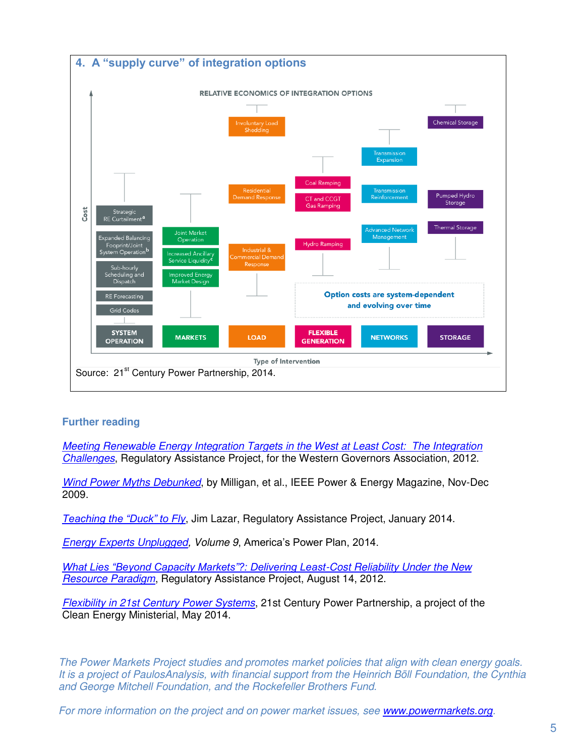### 4. A "supply curve" of integration options

RELATIVE ECONOMICS OF INTEGRATION OPTIONS

Cost

SYSTEM OPERATION: Strategic RE Curtailment[a]; Expanded Balancing Footprint/Joint System Operation[b]; Sub-hourly Scheduling and Dispatch; RE Forecasting; Grid Codes

MARKETS: Joint Market Operation; Increased Ancillary Service Liquidity[c]; Improved Energy Market Design

LOAD: Involuntary Load Shedding; Residential Demand Response; Industrial & Commercial Demand Response

FLEXIBLE GENERATION: Coal Ramping; CT and CCGT Gas Ramping; Hydro Ramping

NETWORKS: Transmission Expansion; Transmission Reinforcement; Advanced Network Management

STORAGE: Chemical Storage; Pumped Hydro Storage; Thermal Storage

Option costs are system-dependent and evolving over time

Type of Intervention

Source: 21st Century Power Partnership, 2014.

### Further reading

*Meeting Renewable Energy Integration Targets in the West at Least Cost: The Integration Challenges*, Regulatory Assistance Project, for the Western Governors Association, 2012.

*Wind Power Myths Debunked*, by Milligan, et al., IEEE Power & Energy Magazine, Nov-Dec 2009.

*Teaching the "Duck" to Fly*, Jim Lazar, Regulatory Assistance Project, January 2014.

*Energy Experts Unplugged, Volume 9*, America's Power Plan, 2014.

*What Lies "Beyond Capacity Markets"?: Delivering Least-Cost Reliability Under the New Resource Paradigm*, Regulatory Assistance Project, August 14, 2012.

*Flexibility in 21st Century Power Systems*, 21st Century Power Partnership, a project of the Clean Energy Ministerial, May 2014.

*The Power Markets Project studies and promotes market policies that align with clean energy goals. It is a project of PaulosAnalysis, with financial support from the Heinrich Böll Foundation, the Cynthia and George Mitchell Foundation, and the Rockefeller Brothers Fund.*

*For more information on the project and on power market issues, see www.powermarkets.org.*